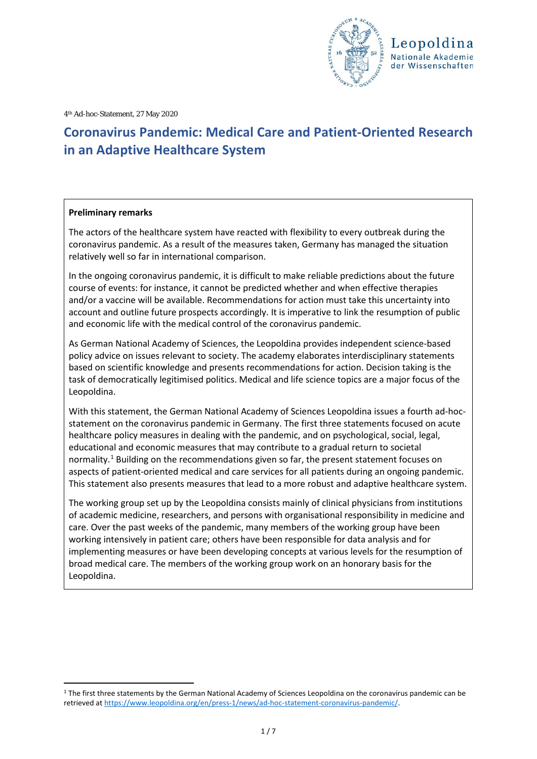4th Ad-hoc-Statement, 27 May 2020

# Coronavirus Pandemic: Medical Care and Patient-Oriented Research in an Adaptive Healthcare System

**Preliminary remarks**

The actors of the healthcare system have reacted with flexibility to every outbreak during the coronavirus pandemic. As a result of the measures taken, Germany has managed the situation relatively well so far in international comparison.

In the ongoing coronavirus pandemic, it is difficult to make reliable predictions about the future course of events: for instance, it cannot be predicted whether and when effective therapies and/or a vaccine will be available. Recommendations for action must take this uncertainty into account and outline future prospects accordingly. It is imperative to link the resumption of public and economic life with the medical control of the coronavirus pandemic.

As German National Academy of Sciences, the Leopoldina provides independent science-based policy advice on issues relevant to society. The academy elaborates interdisciplinary statements based on scientific knowledge and presents recommendations for action. Decision taking is the task of democratically legitimised politics. Medical and life science topics are a major focus of the Leopoldina.

With this statement, the German National Academy of Sciences Leopoldina issues a fourth ad-hoc-statement on the coronavirus pandemic in Germany. The first three statements focused on acute healthcare policy measures in dealing with the pandemic, and on psychological, social, legal, educational and economic measures that may contribute to a gradual return to societal normality.[1] Building on the recommendations given so far, the present statement focuses on aspects of patient-oriented medical and care services for all patients during an ongoing pandemic. This statement also presents measures that lead to a more robust and adaptive healthcare system.

The working group set up by the Leopoldina consists mainly of clinical physicians from institutions of academic medicine, researchers, and persons with organisational responsibility in medicine and care. Over the past weeks of the pandemic, many members of the working group have been working intensively in patient care; others have been responsible for data analysis and for implementing measures or have been developing concepts at various levels for the resumption of broad medical care. The members of the working group work on an honorary basis for the Leopoldina.

[1] The first three statements by the German National Academy of Sciences Leopoldina on the coronavirus pandemic can be retrieved at https://www.leopoldina.org/en/press-1/news/ad-hoc-statement-coronavirus-pandemic/.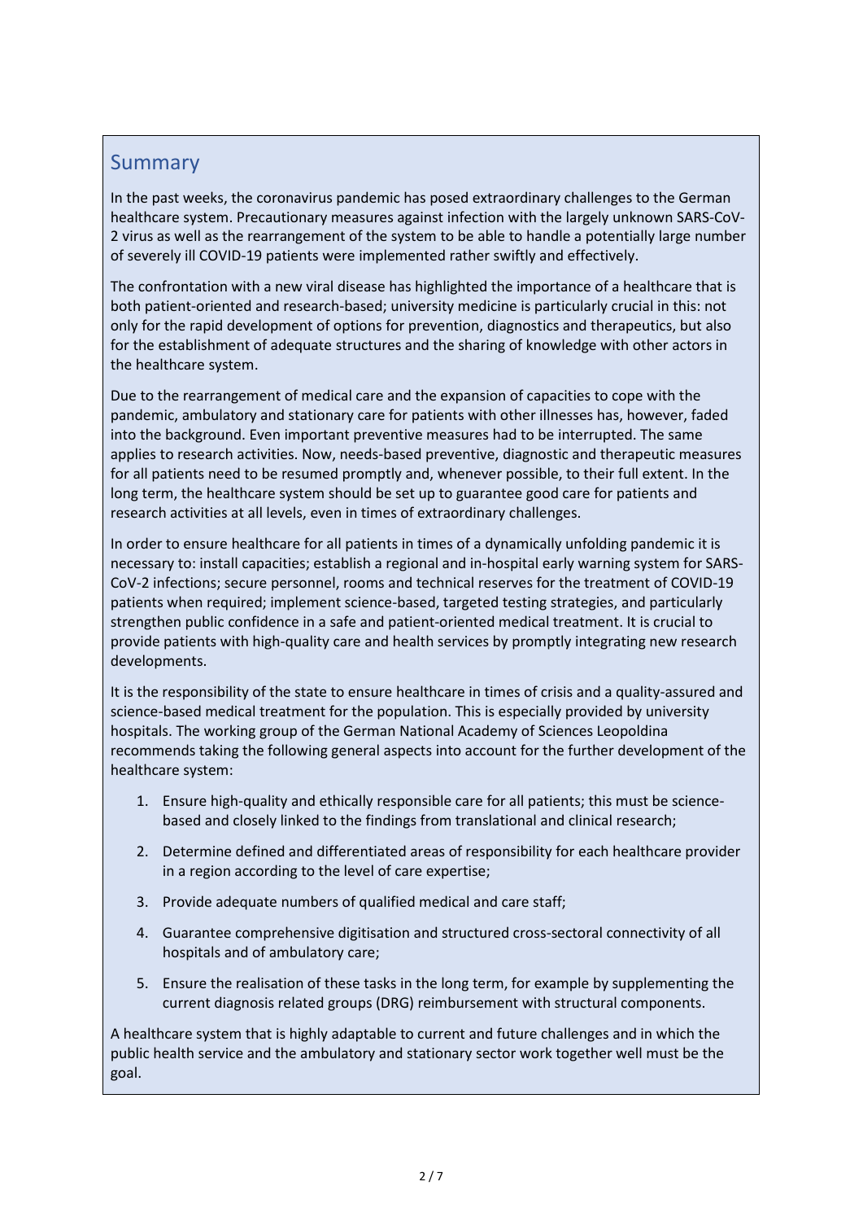## Summary

In the past weeks, the coronavirus pandemic has posed extraordinary challenges to the German healthcare system. Precautionary measures against infection with the largely unknown SARS-CoV-2 virus as well as the rearrangement of the system to be able to handle a potentially large number of severely ill COVID-19 patients were implemented rather swiftly and effectively.

The confrontation with a new viral disease has highlighted the importance of a healthcare that is both patient-oriented and research-based; university medicine is particularly crucial in this: not only for the rapid development of options for prevention, diagnostics and therapeutics, but also for the establishment of adequate structures and the sharing of knowledge with other actors in the healthcare system.

Due to the rearrangement of medical care and the expansion of capacities to cope with the pandemic, ambulatory and stationary care for patients with other illnesses has, however, faded into the background. Even important preventive measures had to be interrupted. The same applies to research activities. Now, needs-based preventive, diagnostic and therapeutic measures for all patients need to be resumed promptly and, whenever possible, to their full extent. In the long term, the healthcare system should be set up to guarantee good care for patients and research activities at all levels, even in times of extraordinary challenges.

In order to ensure healthcare for all patients in times of a dynamically unfolding pandemic it is necessary to: install capacities; establish a regional and in-hospital early warning system for SARS-CoV-2 infections; secure personnel, rooms and technical reserves for the treatment of COVID-19 patients when required; implement science-based, targeted testing strategies, and particularly strengthen public confidence in a safe and patient-oriented medical treatment. It is crucial to provide patients with high-quality care and health services by promptly integrating new research developments.

It is the responsibility of the state to ensure healthcare in times of crisis and a quality-assured and science-based medical treatment for the population. This is especially provided by university hospitals. The working group of the German National Academy of Sciences Leopoldina recommends taking the following general aspects into account for the further development of the healthcare system:

1. Ensure high-quality and ethically responsible care for all patients; this must be science-based and closely linked to the findings from translational and clinical research;
2. Determine defined and differentiated areas of responsibility for each healthcare provider in a region according to the level of care expertise;
3. Provide adequate numbers of qualified medical and care staff;
4. Guarantee comprehensive digitisation and structured cross-sectoral connectivity of all hospitals and of ambulatory care;
5. Ensure the realisation of these tasks in the long term, for example by supplementing the current diagnosis related groups (DRG) reimbursement with structural components.

A healthcare system that is highly adaptable to current and future challenges and in which the public health service and the ambulatory and stationary sector work together well must be the goal.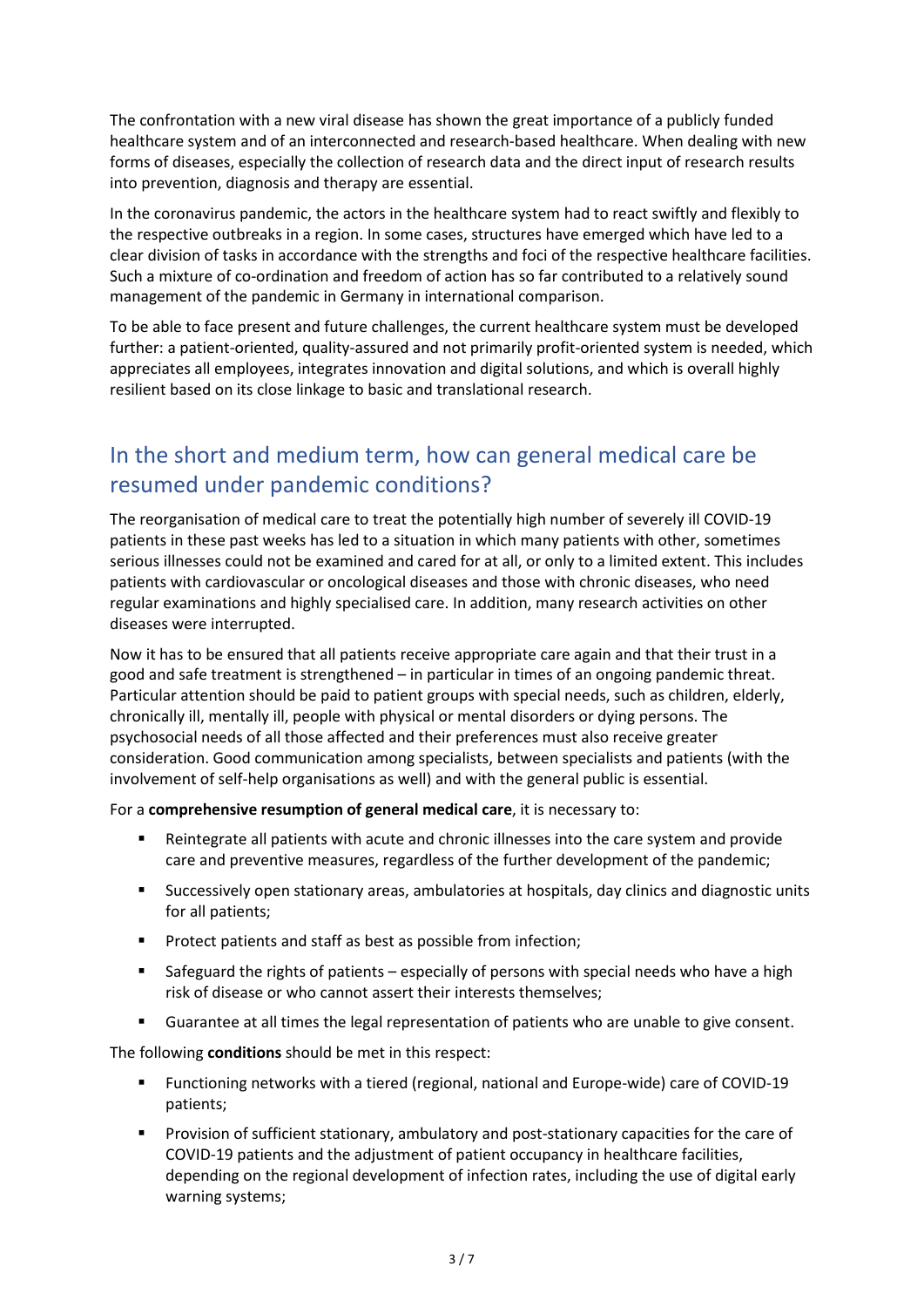The confrontation with a new viral disease has shown the great importance of a publicly funded healthcare system and of an interconnected and research-based healthcare. When dealing with new forms of diseases, especially the collection of research data and the direct input of research results into prevention, diagnosis and therapy are essential.

In the coronavirus pandemic, the actors in the healthcare system had to react swiftly and flexibly to the respective outbreaks in a region. In some cases, structures have emerged which have led to a clear division of tasks in accordance with the strengths and foci of the respective healthcare facilities. Such a mixture of co-ordination and freedom of action has so far contributed to a relatively sound management of the pandemic in Germany in international comparison.

To be able to face present and future challenges, the current healthcare system must be developed further: a patient-oriented, quality-assured and not primarily profit-oriented system is needed, which appreciates all employees, integrates innovation and digital solutions, and which is overall highly resilient based on its close linkage to basic and translational research.

## In the short and medium term, how can general medical care be resumed under pandemic conditions?

The reorganisation of medical care to treat the potentially high number of severely ill COVID-19 patients in these past weeks has led to a situation in which many patients with other, sometimes serious illnesses could not be examined and cared for at all, or only to a limited extent. This includes patients with cardiovascular or oncological diseases and those with chronic diseases, who need regular examinations and highly specialised care. In addition, many research activities on other diseases were interrupted.

Now it has to be ensured that all patients receive appropriate care again and that their trust in a good and safe treatment is strengthened – in particular in times of an ongoing pandemic threat. Particular attention should be paid to patient groups with special needs, such as children, elderly, chronically ill, mentally ill, people with physical or mental disorders or dying persons. The psychosocial needs of all those affected and their preferences must also receive greater consideration. Good communication among specialists, between specialists and patients (with the involvement of self-help organisations as well) and with the general public is essential.

For a **comprehensive resumption of general medical care**, it is necessary to:

- Reintegrate all patients with acute and chronic illnesses into the care system and provide care and preventive measures, regardless of the further development of the pandemic;
- Successively open stationary areas, ambulatories at hospitals, day clinics and diagnostic units for all patients;
- Protect patients and staff as best as possible from infection;
- Safeguard the rights of patients – especially of persons with special needs who have a high risk of disease or who cannot assert their interests themselves;
- Guarantee at all times the legal representation of patients who are unable to give consent.

The following **conditions** should be met in this respect:

- Functioning networks with a tiered (regional, national and Europe-wide) care of COVID-19 patients;
- Provision of sufficient stationary, ambulatory and post-stationary capacities for the care of COVID-19 patients and the adjustment of patient occupancy in healthcare facilities, depending on the regional development of infection rates, including the use of digital early warning systems;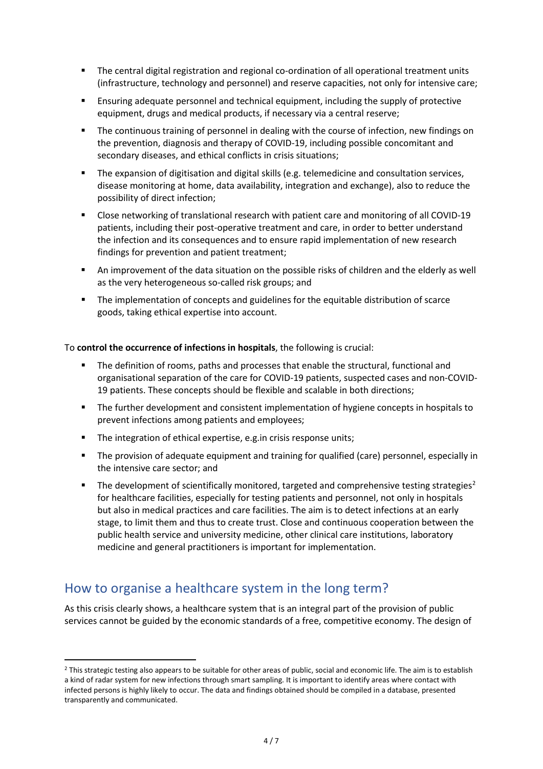- The central digital registration and regional co-ordination of all operational treatment units (infrastructure, technology and personnel) and reserve capacities, not only for intensive care;
- Ensuring adequate personnel and technical equipment, including the supply of protective equipment, drugs and medical products, if necessary via a central reserve;
- The continuous training of personnel in dealing with the course of infection, new findings on the prevention, diagnosis and therapy of COVID-19, including possible concomitant and secondary diseases, and ethical conflicts in crisis situations;
- The expansion of digitisation and digital skills (e.g. telemedicine and consultation services, disease monitoring at home, data availability, integration and exchange), also to reduce the possibility of direct infection;
- Close networking of translational research with patient care and monitoring of all COVID-19 patients, including their post-operative treatment and care, in order to better understand the infection and its consequences and to ensure rapid implementation of new research findings for prevention and patient treatment;
- An improvement of the data situation on the possible risks of children and the elderly as well as the very heterogeneous so-called risk groups; and
- The implementation of concepts and guidelines for the equitable distribution of scarce goods, taking ethical expertise into account.

To **control the occurrence of infections in hospitals**, the following is crucial:

- The definition of rooms, paths and processes that enable the structural, functional and organisational separation of the care for COVID-19 patients, suspected cases and non-COVID-19 patients. These concepts should be flexible and scalable in both directions;
- The further development and consistent implementation of hygiene concepts in hospitals to prevent infections among patients and employees;
- The integration of ethical expertise, e.g.in crisis response units;
- The provision of adequate equipment and training for qualified (care) personnel, especially in the intensive care sector; and
- The development of scientifically monitored, targeted and comprehensive testing strategies[2] for healthcare facilities, especially for testing patients and personnel, not only in hospitals but also in medical practices and care facilities. The aim is to detect infections at an early stage, to limit them and thus to create trust. Close and continuous cooperation between the public health service and university medicine, other clinical care institutions, laboratory medicine and general practitioners is important for implementation.

## How to organise a healthcare system in the long term?

As this crisis clearly shows, a healthcare system that is an integral part of the provision of public services cannot be guided by the economic standards of a free, competitive economy. The design of

[2] This strategic testing also appears to be suitable for other areas of public, social and economic life. The aim is to establish a kind of radar system for new infections through smart sampling. It is important to identify areas where contact with infected persons is highly likely to occur. The data and findings obtained should be compiled in a database, presented transparently and communicated.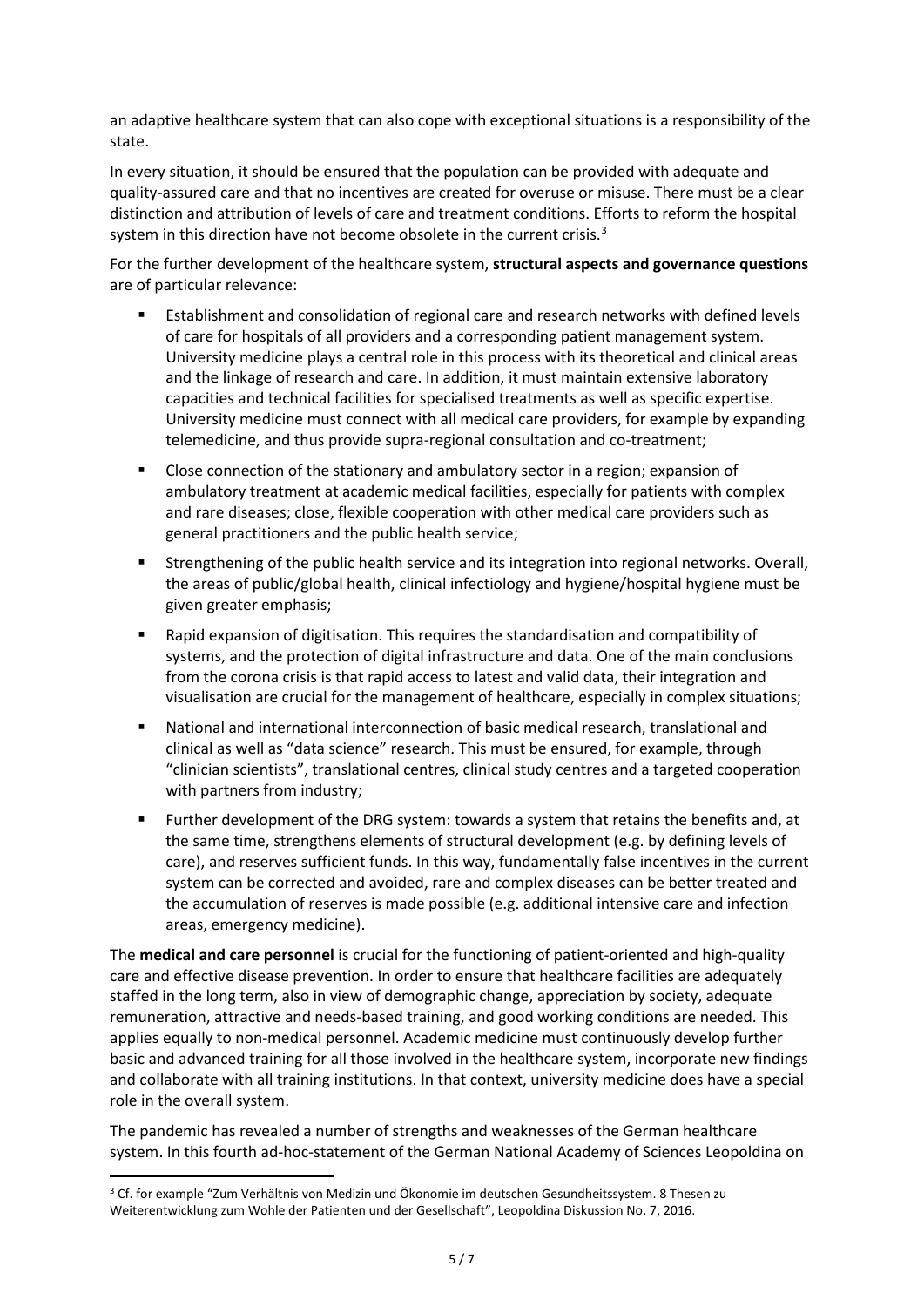an adaptive healthcare system that can also cope with exceptional situations is a responsibility of the state.

In every situation, it should be ensured that the population can be provided with adequate and quality-assured care and that no incentives are created for overuse or misuse. There must be a clear distinction and attribution of levels of care and treatment conditions. Efforts to reform the hospital system in this direction have not become obsolete in the current crisis.[3]

For the further development of the healthcare system, **structural aspects and governance questions** are of particular relevance:

- Establishment and consolidation of regional care and research networks with defined levels of care for hospitals of all providers and a corresponding patient management system. University medicine plays a central role in this process with its theoretical and clinical areas and the linkage of research and care. In addition, it must maintain extensive laboratory capacities and technical facilities for specialised treatments as well as specific expertise. University medicine must connect with all medical care providers, for example by expanding telemedicine, and thus provide supra-regional consultation and co-treatment;
- Close connection of the stationary and ambulatory sector in a region; expansion of ambulatory treatment at academic medical facilities, especially for patients with complex and rare diseases; close, flexible cooperation with other medical care providers such as general practitioners and the public health service;
- Strengthening of the public health service and its integration into regional networks. Overall, the areas of public/global health, clinical infectiology and hygiene/hospital hygiene must be given greater emphasis;
- Rapid expansion of digitisation. This requires the standardisation and compatibility of systems, and the protection of digital infrastructure and data. One of the main conclusions from the corona crisis is that rapid access to latest and valid data, their integration and visualisation are crucial for the management of healthcare, especially in complex situations;
- National and international interconnection of basic medical research, translational and clinical as well as "data science" research. This must be ensured, for example, through "clinician scientists", translational centres, clinical study centres and a targeted cooperation with partners from industry;
- Further development of the DRG system: towards a system that retains the benefits and, at the same time, strengthens elements of structural development (e.g. by defining levels of care), and reserves sufficient funds. In this way, fundamentally false incentives in the current system can be corrected and avoided, rare and complex diseases can be better treated and the accumulation of reserves is made possible (e.g. additional intensive care and infection areas, emergency medicine).

The **medical and care personnel** is crucial for the functioning of patient-oriented and high-quality care and effective disease prevention. In order to ensure that healthcare facilities are adequately staffed in the long term, also in view of demographic change, appreciation by society, adequate remuneration, attractive and needs-based training, and good working conditions are needed. This applies equally to non-medical personnel. Academic medicine must continuously develop further basic and advanced training for all those involved in the healthcare system, incorporate new findings and collaborate with all training institutions. In that context, university medicine does have a special role in the overall system.

The pandemic has revealed a number of strengths and weaknesses of the German healthcare system. In this fourth ad-hoc-statement of the German National Academy of Sciences Leopoldina on

---

[3] Cf. for example "Zum Verhältnis von Medizin und Ökonomie im deutschen Gesundheitssystem. 8 Thesen zu Weiterentwicklung zum Wohle der Patienten und der Gesellschaft", Leopoldina Diskussion No. 7, 2016.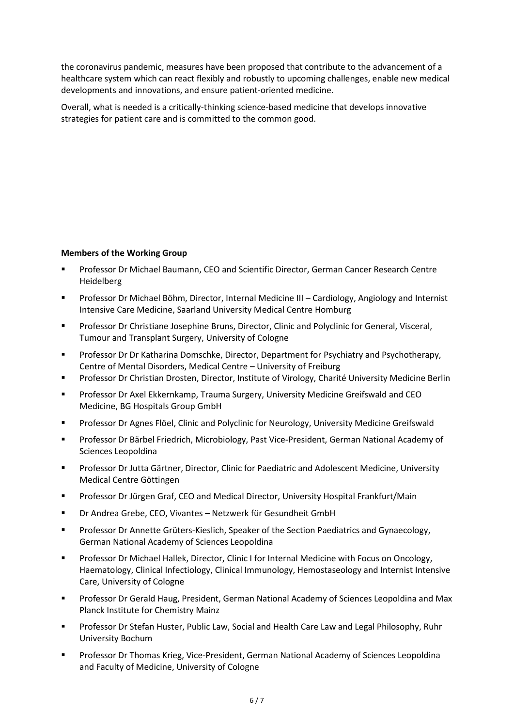the coronavirus pandemic, measures have been proposed that contribute to the advancement of a healthcare system which can react flexibly and robustly to upcoming challenges, enable new medical developments and innovations, and ensure patient-oriented medicine.

Overall, what is needed is a critically-thinking science-based medicine that develops innovative strategies for patient care and is committed to the common good.

**Members of the Working Group**

- Professor Dr Michael Baumann, CEO and Scientific Director, German Cancer Research Centre Heidelberg
- Professor Dr Michael Böhm, Director, Internal Medicine III – Cardiology, Angiology and Internist Intensive Care Medicine, Saarland University Medical Centre Homburg
- Professor Dr Christiane Josephine Bruns, Director, Clinic and Polyclinic for General, Visceral, Tumour and Transplant Surgery, University of Cologne
- Professor Dr Dr Katharina Domschke, Director, Department for Psychiatry and Psychotherapy, Centre of Mental Disorders, Medical Centre – University of Freiburg
- Professor Dr Christian Drosten, Director, Institute of Virology, Charité University Medicine Berlin
- Professor Dr Axel Ekkernkamp, Trauma Surgery, University Medicine Greifswald and CEO Medicine, BG Hospitals Group GmbH
- Professor Dr Agnes Flöel, Clinic and Polyclinic for Neurology, University Medicine Greifswald
- Professor Dr Bärbel Friedrich, Microbiology, Past Vice-President, German National Academy of Sciences Leopoldina
- Professor Dr Jutta Gärtner, Director, Clinic for Paediatric and Adolescent Medicine, University Medical Centre Göttingen
- Professor Dr Jürgen Graf, CEO and Medical Director, University Hospital Frankfurt/Main
- Dr Andrea Grebe, CEO, Vivantes – Netzwerk für Gesundheit GmbH
- Professor Dr Annette Grüters-Kieslich, Speaker of the Section Paediatrics and Gynaecology, German National Academy of Sciences Leopoldina
- Professor Dr Michael Hallek, Director, Clinic I for Internal Medicine with Focus on Oncology, Haematology, Clinical Infectiology, Clinical Immunology, Hemostaseology and Internist Intensive Care, University of Cologne
- Professor Dr Gerald Haug, President, German National Academy of Sciences Leopoldina and Max Planck Institute for Chemistry Mainz
- Professor Dr Stefan Huster, Public Law, Social and Health Care Law and Legal Philosophy, Ruhr University Bochum
- Professor Dr Thomas Krieg, Vice-President, German National Academy of Sciences Leopoldina and Faculty of Medicine, University of Cologne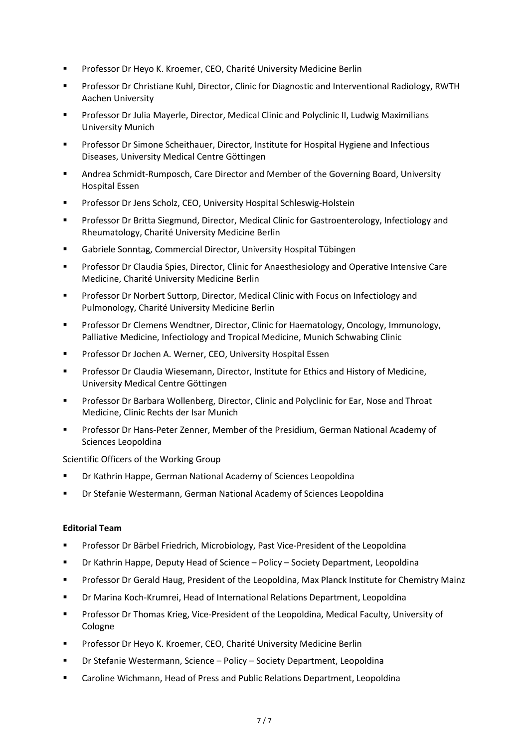- Professor Dr Heyo K. Kroemer, CEO, Charité University Medicine Berlin
- Professor Dr Christiane Kuhl, Director, Clinic for Diagnostic and Interventional Radiology, RWTH Aachen University
- Professor Dr Julia Mayerle, Director, Medical Clinic and Polyclinic II, Ludwig Maximilians University Munich
- Professor Dr Simone Scheithauer, Director, Institute for Hospital Hygiene and Infectious Diseases, University Medical Centre Göttingen
- Andrea Schmidt-Rumposch, Care Director and Member of the Governing Board, University Hospital Essen
- Professor Dr Jens Scholz, CEO, University Hospital Schleswig-Holstein
- Professor Dr Britta Siegmund, Director, Medical Clinic for Gastroenterology, Infectiology and Rheumatology, Charité University Medicine Berlin
- Gabriele Sonntag, Commercial Director, University Hospital Tübingen
- Professor Dr Claudia Spies, Director, Clinic for Anaesthesiology and Operative Intensive Care Medicine, Charité University Medicine Berlin
- Professor Dr Norbert Suttorp, Director, Medical Clinic with Focus on Infectiology and Pulmonology, Charité University Medicine Berlin
- Professor Dr Clemens Wendtner, Director, Clinic for Haematology, Oncology, Immunology, Palliative Medicine, Infectiology and Tropical Medicine, Munich Schwabing Clinic
- Professor Dr Jochen A. Werner, CEO, University Hospital Essen
- Professor Dr Claudia Wiesemann, Director, Institute for Ethics and History of Medicine, University Medical Centre Göttingen
- Professor Dr Barbara Wollenberg, Director, Clinic and Polyclinic for Ear, Nose and Throat Medicine, Clinic Rechts der Isar Munich
- Professor Dr Hans-Peter Zenner, Member of the Presidium, German National Academy of Sciences Leopoldina

Scientific Officers of the Working Group

- Dr Kathrin Happe, German National Academy of Sciences Leopoldina
- Dr Stefanie Westermann, German National Academy of Sciences Leopoldina

**Editorial Team**

- Professor Dr Bärbel Friedrich, Microbiology, Past Vice-President of the Leopoldina
- Dr Kathrin Happe, Deputy Head of Science – Policy – Society Department, Leopoldina
- Professor Dr Gerald Haug, President of the Leopoldina, Max Planck Institute for Chemistry Mainz
- Dr Marina Koch-Krumrei, Head of International Relations Department, Leopoldina
- Professor Dr Thomas Krieg, Vice-President of the Leopoldina, Medical Faculty, University of Cologne
- Professor Dr Heyo K. Kroemer, CEO, Charité University Medicine Berlin
- Dr Stefanie Westermann, Science – Policy – Society Department, Leopoldina
- Caroline Wichmann, Head of Press and Public Relations Department, Leopoldina